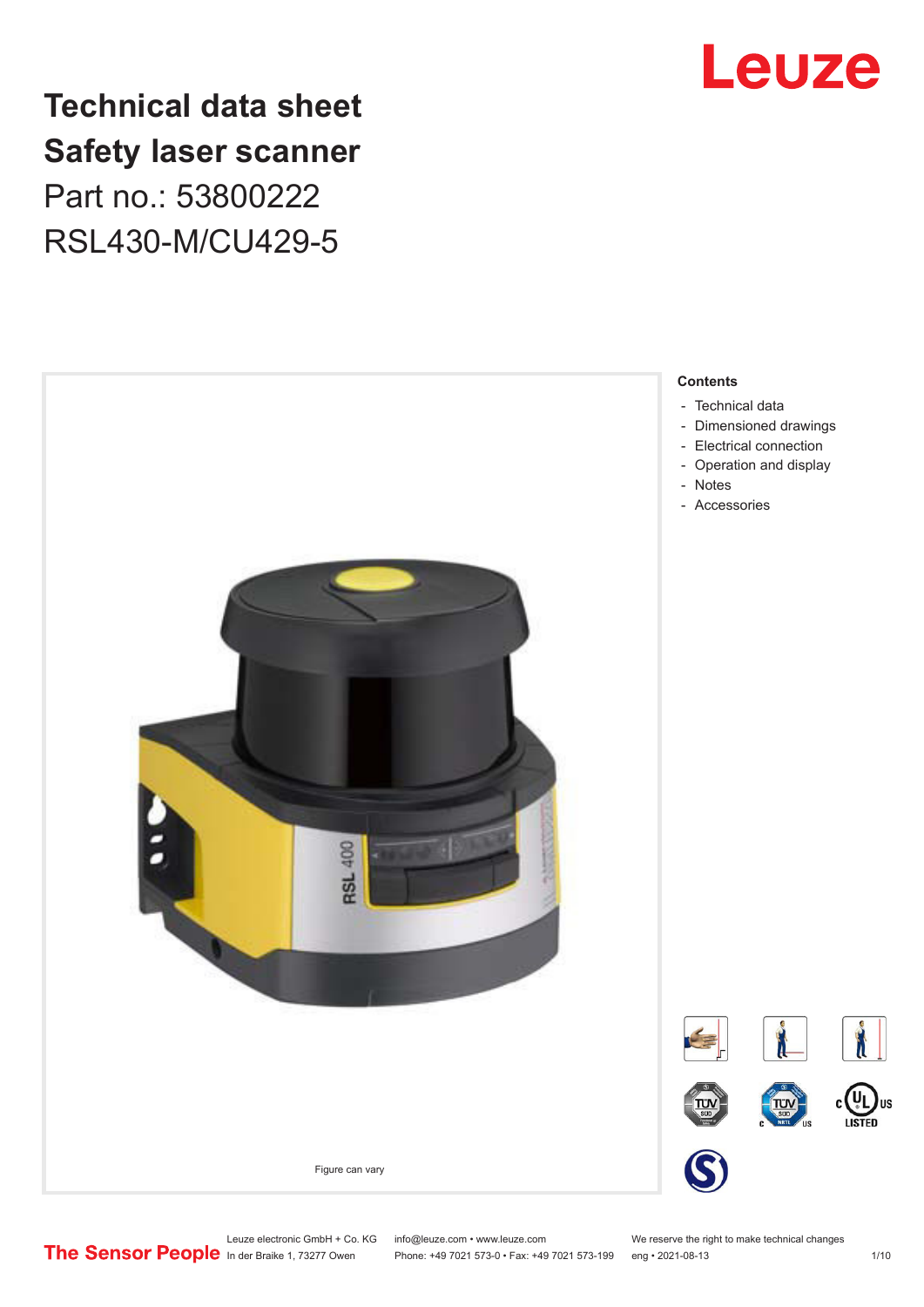# Technical data sheet
# Safety laser scanner

Part no.: 53800222

RSL430-M/CU429-5

Leuze

Figure can vary

**Contents**

- Technical data
- Dimensioned drawings
- Electrical connection
- Operation and display
- Notes
- Accessories

The Sensor People

Leuze electronic GmbH + Co. KG
In der Braike 1, 73277 Owen

info@leuze.com • www.leuze.com
Phone: +49 7021 573-0 • Fax: +49 7021 573-199

We reserve the right to make technical changes
eng • 2021-08-13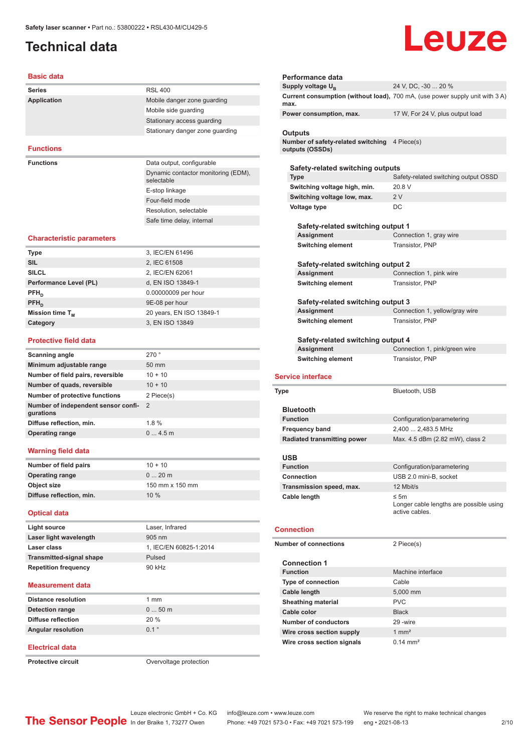# Technical data

## Basic data

| | |
|---|---|
| **Series** | RSL 400 |
| **Application** | Mobile danger zone guarding |
| | Mobile side guarding |
| | Stationary access guarding |
| | Stationary danger zone guarding |

## Functions

| | |
|---|---|
| **Functions** | Data output, configurable |
| | Dynamic contactor monitoring (EDM), selectable |
| | E-stop linkage |
| | Four-field mode |
| | Resolution, selectable |
| | Safe time delay, internal |

## Characteristic parameters

| | |
|---|---|
| **Type** | 3, IEC/EN 61496 |
| **SIL** | 2, IEC 61508 |
| **SILCL** | 2, IEC/EN 62061 |
| **Performance Level (PL)** | d, EN ISO 13849-1 |
| **$PFH_D$** | 0.00000009 per hour |
| **$PFH_D$** | 9E-08 per hour |
| **Mission time $T_M$** | 20 years, EN ISO 13849-1 |
| **Category** | 3, EN ISO 13849 |

## Protective field data

| | |
|---|---|
| **Scanning angle** | 270 ° |
| **Minimum adjustable range** | 50 mm |
| **Number of field pairs, reversible** | 10 + 10 |
| **Number of quads, reversible** | 10 + 10 |
| **Number of protective functions** | 2 Piece(s) |
| **Number of independent sensor configurations** | 2 |
| **Diffuse reflection, min.** | 1.8 % |
| **Operating range** | 0 ... 4.5 m |

## Warning field data

| | |
|---|---|
| **Number of field pairs** | 10 + 10 |
| **Operating range** | 0 ... 20 m |
| **Object size** | 150 mm x 150 mm |
| **Diffuse reflection, min.** | 10 % |

## Optical data

| | |
|---|---|
| **Light source** | Laser, Infrared |
| **Laser light wavelength** | 905 nm |
| **Laser class** | 1, IEC/EN 60825-1:2014 |
| **Transmitted-signal shape** | Pulsed |
| **Repetition frequency** | 90 kHz |

## Measurement data

| | |
|---|---|
| **Distance resolution** | 1 mm |
| **Detection range** | 0 ... 50 m |
| **Diffuse reflection** | 20 % |
| **Angular resolution** | 0.1 ° |

## Electrical data

| | |
|---|---|
| **Protective circuit** | Overvoltage protection |

### Performance data

| | |
|---|---|
| **Supply voltage $U_B$** | 24 V, DC, -30 ... 20 % |
| **Current consumption (without load), max.** | 700 mA, (use power supply unit with 3 A) |
| **Power consumption, max.** | 17 W, For 24 V, plus output load |

### Outputs

| | |
|---|---|
| **Number of safety-related switching outputs (OSSDs)** | 4 Piece(s) |

#### Safety-related switching outputs

| | |
|---|---|
| **Type** | Safety-related switching output OSSD |
| **Switching voltage high, min.** | 20.8 V |
| **Switching voltage low, max.** | 2 V |
| **Voltage type** | DC |

##### Safety-related switching output 1

| | |
|---|---|
| **Assignment** | Connection 1, gray wire |
| **Switching element** | Transistor, PNP |

##### Safety-related switching output 2

| | |
|---|---|
| **Assignment** | Connection 1, pink wire |
| **Switching element** | Transistor, PNP |

##### Safety-related switching output 3

| | |
|---|---|
| **Assignment** | Connection 1, yellow/gray wire |
| **Switching element** | Transistor, PNP |

##### Safety-related switching output 4

| | |
|---|---|
| **Assignment** | Connection 1, pink/green wire |
| **Switching element** | Transistor, PNP |

## Service interface

| | |
|---|---|
| **Type** | Bluetooth, USB |

### Bluetooth

| | |
|---|---|
| **Function** | Configuration/parametering |
| **Frequency band** | 2,400 ... 2,483.5 MHz |
| **Radiated transmitting power** | Max. 4.5 dBm (2.82 mW), class 2 |

### USB

| | |
|---|---|
| **Function** | Configuration/parametering |
| **Connection** | USB 2.0 mini-B, socket |
| **Transmission speed, max.** | 12 Mbit/s |
| **Cable length** | ≤ 5m<br>Longer cable lengths are possible using active cables. |

## Connection

| | |
|---|---|
| **Number of connections** | 2 Piece(s) |

### Connection 1

| | |
|---|---|
| **Function** | Machine interface |
| **Type of connection** | Cable |
| **Cable length** | 5,000 mm |
| **Sheathing material** | PVC |
| **Cable color** | Black |
| **Number of conductors** | 29 -wire |
| **Wire cross section supply** | 1 mm² |
| **Wire cross section signals** | 0.14 mm² |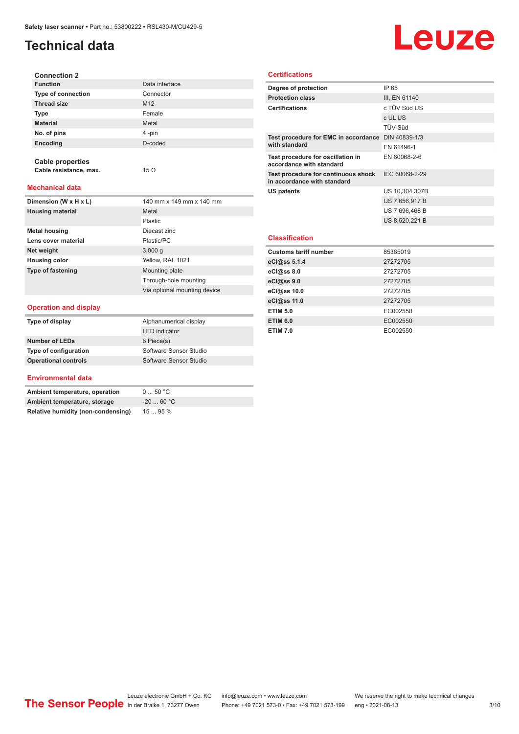# Technical data

### Connection 2

| | |
|---|---|
| **Function** | Data interface |
| **Type of connection** | Connector |
| **Thread size** | M12 |
| **Type** | Female |
| **Material** | Metal |
| **No. of pins** | 4 -pin |
| **Encoding** | D-coded |

### Cable properties

| | |
|---|---|
| **Cable resistance, max.** | 15 Ω |

## Mechanical data

| | |
|---|---|
| **Dimension (W x H x L)** | 140 mm x 149 mm x 140 mm |
| **Housing material** | Metal |
| | Plastic |
| **Metal housing** | Diecast zinc |
| **Lens cover material** | Plastic/PC |
| **Net weight** | 3,000 g |
| **Housing color** | Yellow, RAL 1021 |
| **Type of fastening** | Mounting plate |
| | Through-hole mounting |
| | Via optional mounting device |

## Operation and display

| | |
|---|---|
| **Type of display** | Alphanumerical display |
| | LED indicator |
| **Number of LEDs** | 6 Piece(s) |
| **Type of configuration** | Software Sensor Studio |
| **Operational controls** | Software Sensor Studio |

## Environmental data

| | |
|---|---|
| **Ambient temperature, operation** | 0 ... 50 °C |
| **Ambient temperature, storage** | -20 ... 60 °C |
| **Relative humidity (non-condensing)** | 15 ... 95 % |

## Certifications

| | |
|---|---|
| **Degree of protection** | IP 65 |
| **Protection class** | III, EN 61140 |
| **Certifications** | c TÜV Süd US |
| | c UL US |
| | TÜV Süd |
| **Test procedure for EMC in accordance with standard** | DIN 40839-1/3 |
| | EN 61496-1 |
| **Test procedure for oscillation in accordance with standard** | EN 60068-2-6 |
| **Test procedure for continuous shock in accordance with standard** | IEC 60068-2-29 |
| **US patents** | US 10,304,307B |
| | US 7,656,917 B |
| | US 7,696,468 B |
| | US 8,520,221 B |

## Classification

| | |
|---|---|
| **Customs tariff number** | 85365019 |
| **eCl@ss 5.1.4** | 27272705 |
| **eCl@ss 8.0** | 27272705 |
| **eCl@ss 9.0** | 27272705 |
| **eCl@ss 10.0** | 27272705 |
| **eCl@ss 11.0** | 27272705 |
| **ETIM 5.0** | EC002550 |
| **ETIM 6.0** | EC002550 |
| **ETIM 7.0** | EC002550 |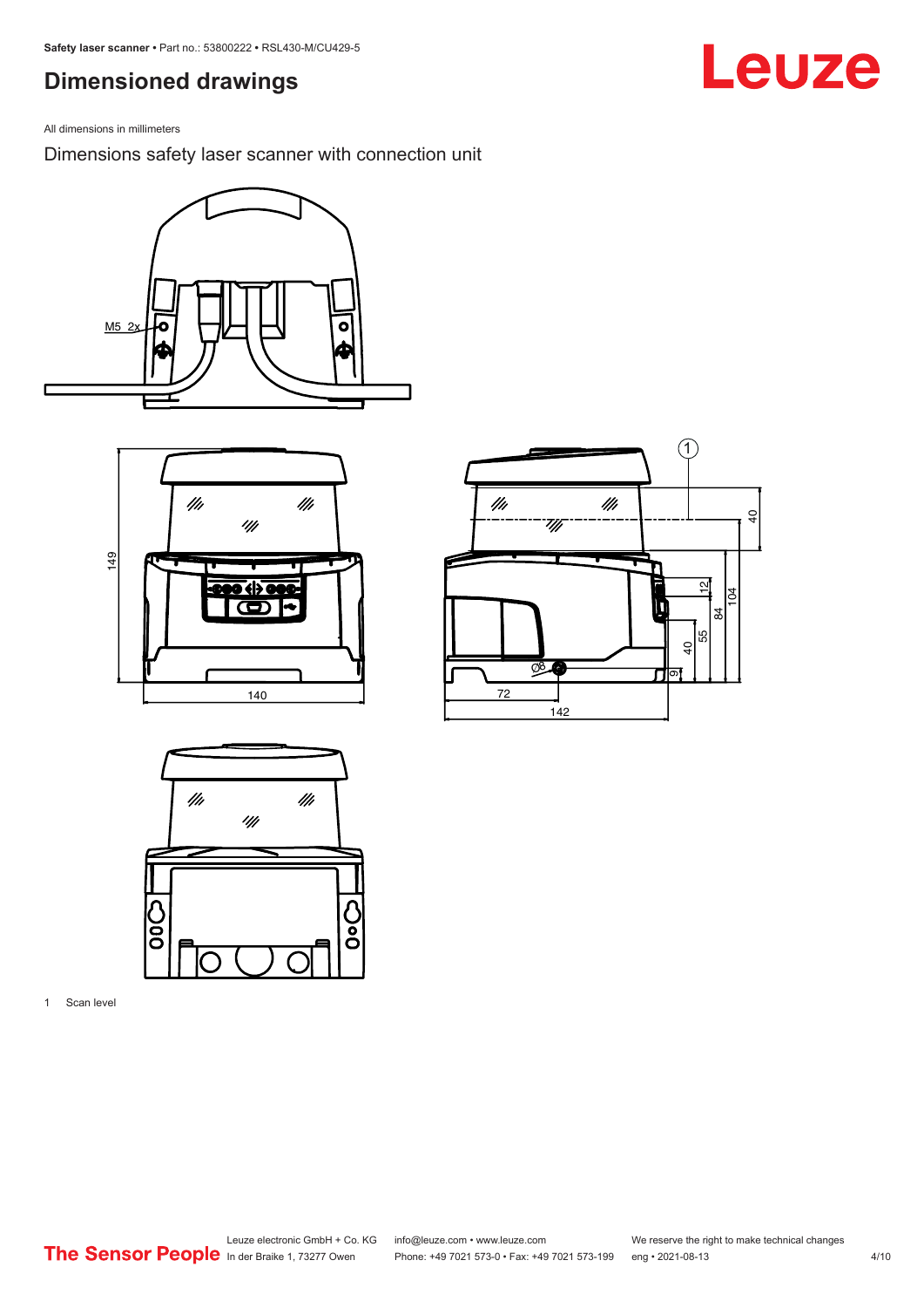# Dimensioned drawings

All dimensions in millimeters

## Dimensions safety laser scanner with connection unit

M5 2x

149

140

1

40

12

84

104

55

40

9

Ø8

72

142

1 Scan level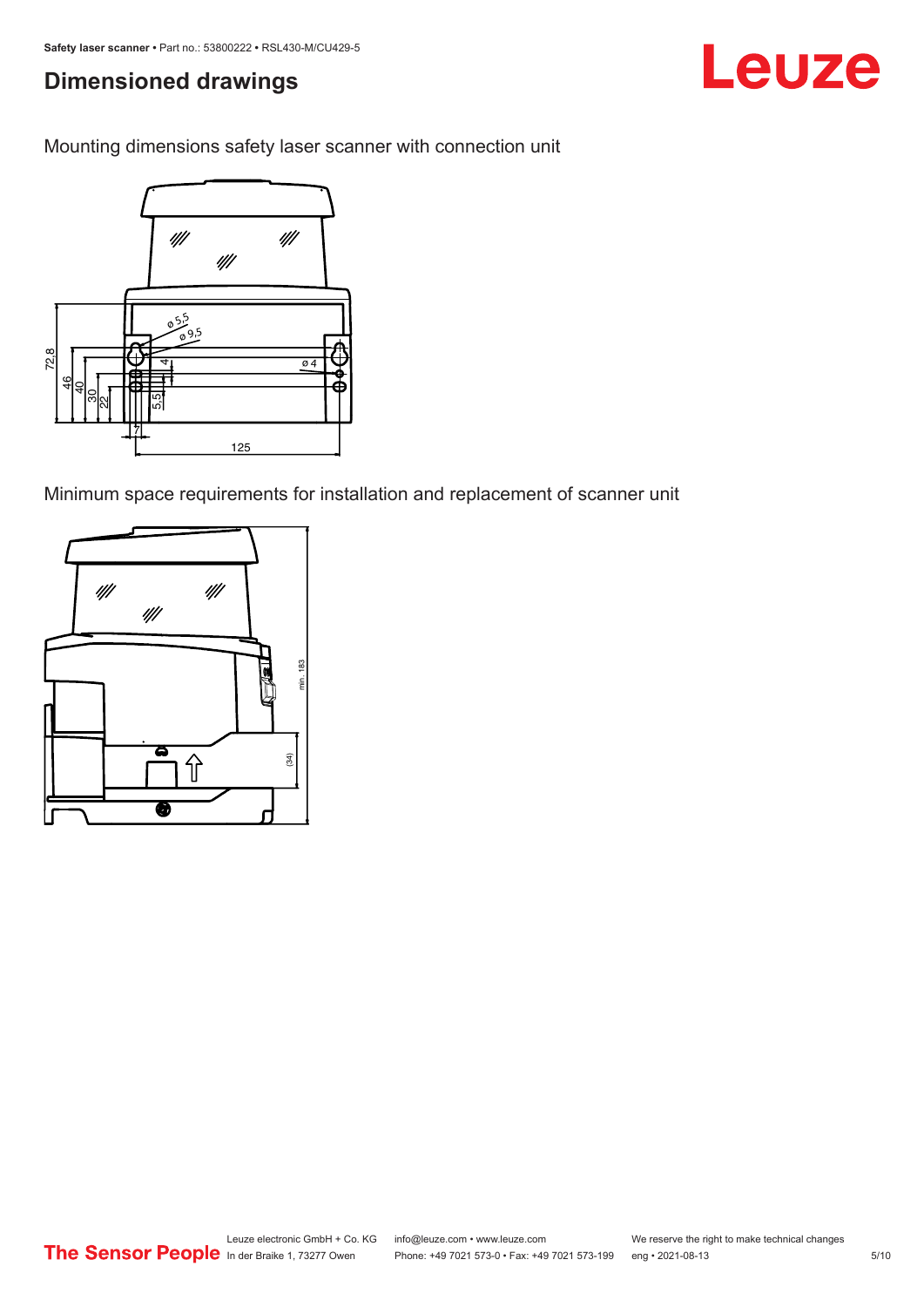## Dimensioned drawings

Mounting dimensions safety laser scanner with connection unit

ø 5,5
ø 9,5
ø 4
72,8
46
40
30
22
4
5,5
7
125

Minimum space requirements for installation and replacement of scanner unit

min. 183
(34)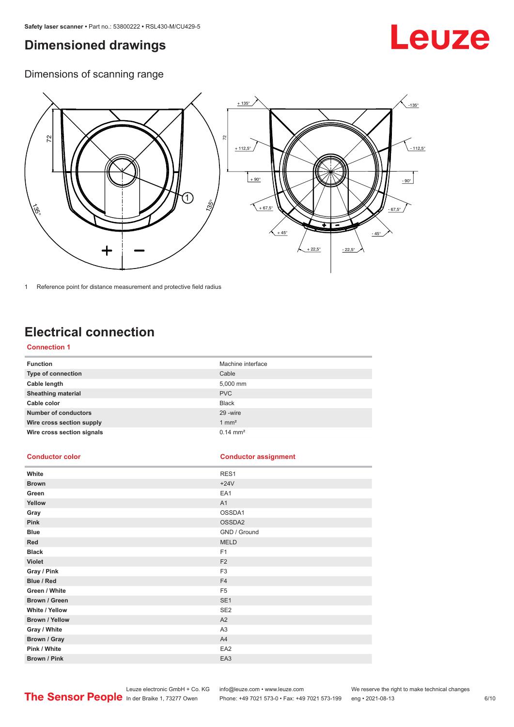# Dimensioned drawings

## Dimensions of scanning range

72

135°

135°

1

+ −

+ 135°

-135°

72

+ 112,5°

- 112,5°

+ 90°

- 90°

+ 67,5°

- 67,5°

+ 45°

- 45°

+ 22,5°

- 22,5°

1 Reference point for distance measurement and protective field radius

# Electrical connection

### Connection 1

| | |
|---|---|
| **Function** | Machine interface |
| **Type of connection** | Cable |
| **Cable length** | 5,000 mm |
| **Sheathing material** | PVC |
| **Cable color** | Black |
| **Number of conductors** | 29 -wire |
| **Wire cross section supply** | 1 mm² |
| **Wire cross section signals** | 0.14 mm² |

| Conductor color | Conductor assignment |
|---|---|
| **White** | RES1 |
| **Brown** | +24V |
| **Green** | EA1 |
| **Yellow** | A1 |
| **Gray** | OSSDA1 |
| **Pink** | OSSDA2 |
| **Blue** | GND / Ground |
| **Red** | MELD |
| **Black** | F1 |
| **Violet** | F2 |
| **Gray / Pink** | F3 |
| **Blue / Red** | F4 |
| **Green / White** | F5 |
| **Brown / Green** | SE1 |
| **White / Yellow** | SE2 |
| **Brown / Yellow** | A2 |
| **Gray / White** | A3 |
| **Brown / Gray** | A4 |
| **Pink / White** | EA2 |
| **Brown / Pink** | EA3 |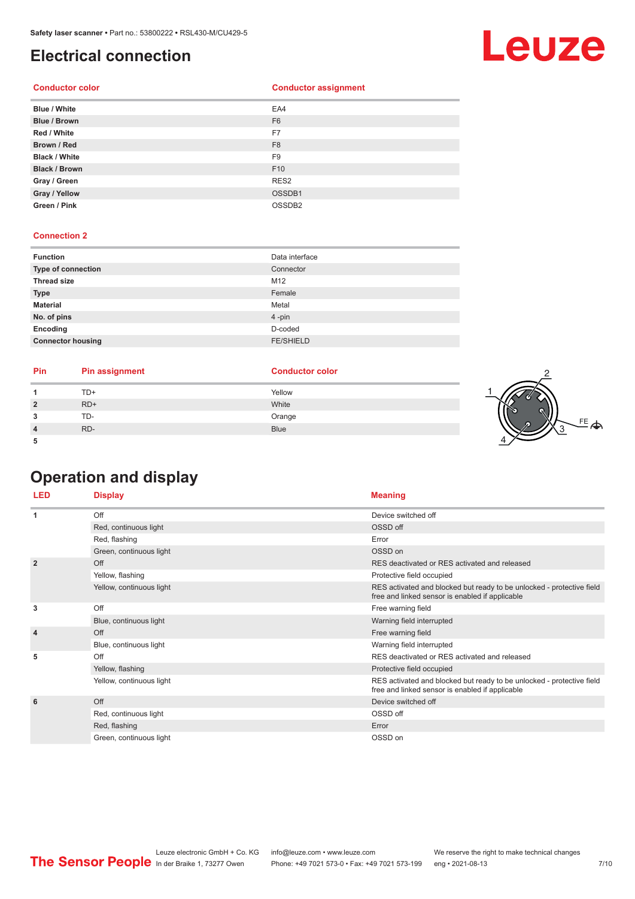# Electrical connection

| Conductor color | Conductor assignment |
|---|---|
| **Blue / White** | EA4 |
| **Blue / Brown** | F6 |
| **Red / White** | F7 |
| **Brown / Red** | F8 |
| **Black / White** | F9 |
| **Black / Brown** | F10 |
| **Gray / Green** | RES2 |
| **Gray / Yellow** | OSSDB1 |
| **Green / Pink** | OSSDB2 |

### Connection 2

| | |
|---|---|
| **Function** | Data interface |
| **Type of connection** | Connector |
| **Thread size** | M12 |
| **Type** | Female |
| **Material** | Metal |
| **No. of pins** | 4 -pin |
| **Encoding** | D-coded |
| **Connector housing** | FE/SHIELD |

| Pin | Pin assignment | Conductor color |
|---|---|---|
| **1** | TD+ | Yellow |
| **2** | RD+ | White |
| **3** | TD- | Orange |
| **4** | RD- | Blue |
| **5** | | |

1
2
3
4
FE

# Operation and display

| LED | Display | Meaning |
|---|---|---|
| **1** | Off | Device switched off |
| | Red, continuous light | OSSD off |
| | Red, flashing | Error |
| | Green, continuous light | OSSD on |
| **2** | Off | RES deactivated or RES activated and released |
| | Yellow, flashing | Protective field occupied |
| | Yellow, continuous light | RES activated and blocked but ready to be unlocked - protective field free and linked sensor is enabled if applicable |
| **3** | Off | Free warning field |
| | Blue, continuous light | Warning field interrupted |
| **4** | Off | Free warning field |
| | Blue, continuous light | Warning field interrupted |
| **5** | Off | RES deactivated or RES activated and released |
| | Yellow, flashing | Protective field occupied |
| | Yellow, continuous light | RES activated and blocked but ready to be unlocked - protective field free and linked sensor is enabled if applicable |
| **6** | Off | Device switched off |
| | Red, continuous light | OSSD off |
| | Red, flashing | Error |
| | Green, continuous light | OSSD on |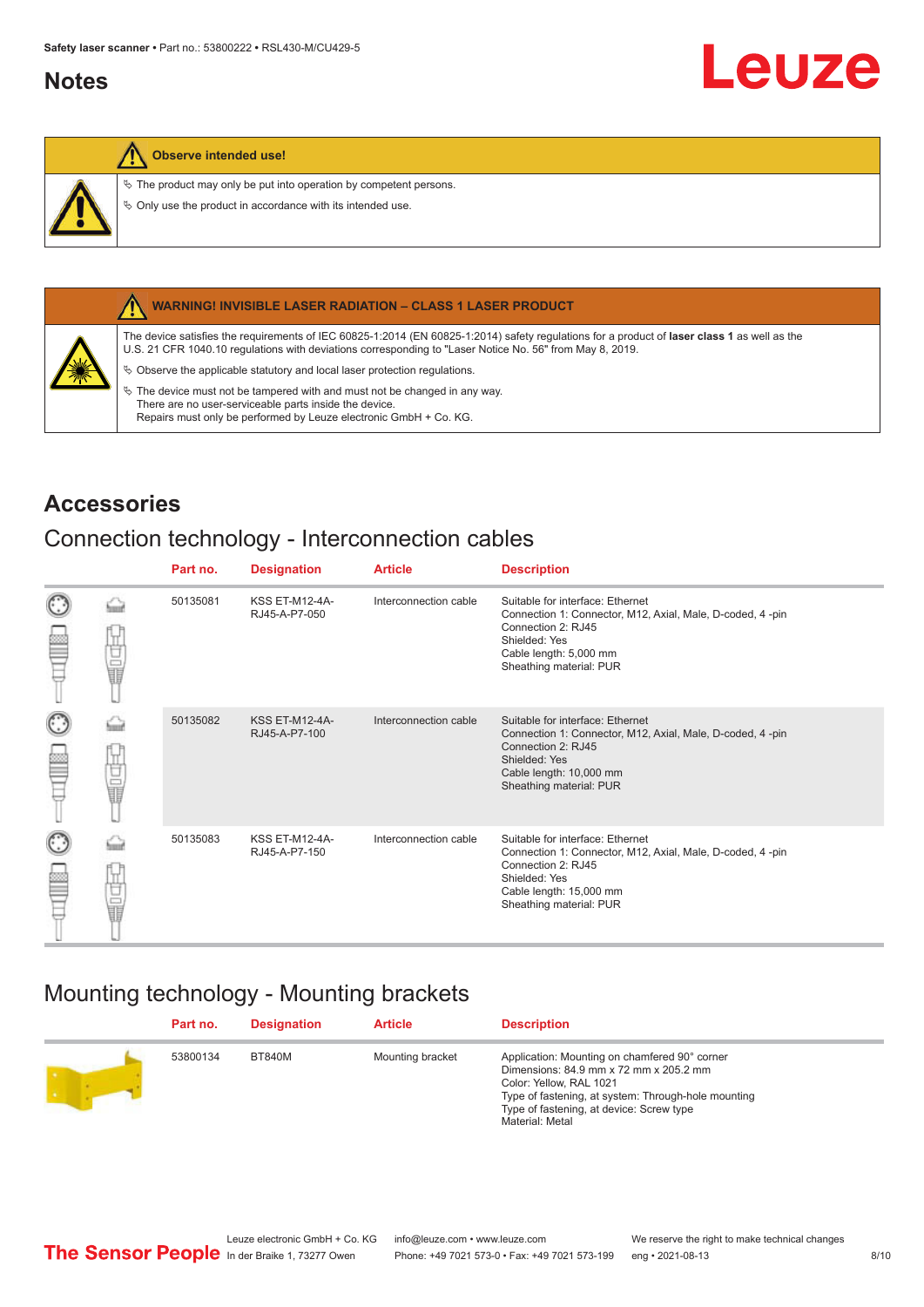## Notes

**Observe intended use!**

- The product may only be put into operation by competent persons.
- Only use the product in accordance with its intended use.

**WARNING! INVISIBLE LASER RADIATION – CLASS 1 LASER PRODUCT**

The device satisfies the requirements of IEC 60825-1:2014 (EN 60825-1:2014) safety regulations for a product of **laser class 1** as well as the U.S. 21 CFR 1040.10 regulations with deviations corresponding to "Laser Notice No. 56" from May 8, 2019.

- Observe the applicable statutory and local laser protection regulations.
- The device must not be tampered with and must not be changed in any way.
  There are no user-serviceable parts inside the device.
  Repairs must only be performed by Leuze electronic GmbH + Co. KG.

# Accessories

## Connection technology - Interconnection cables

| Part no. | Designation | Article | Description |
|---|---|---|---|
| 50135081 | KSS ET-M12-4A-RJ45-A-P7-050 | Interconnection cable | Suitable for interface: Ethernet<br>Connection 1: Connector, M12, Axial, Male, D-coded, 4 -pin<br>Connection 2: RJ45<br>Shielded: Yes<br>Cable length: 5,000 mm<br>Sheathing material: PUR |
| 50135082 | KSS ET-M12-4A-RJ45-A-P7-100 | Interconnection cable | Suitable for interface: Ethernet<br>Connection 1: Connector, M12, Axial, Male, D-coded, 4 -pin<br>Connection 2: RJ45<br>Shielded: Yes<br>Cable length: 10,000 mm<br>Sheathing material: PUR |
| 50135083 | KSS ET-M12-4A-RJ45-A-P7-150 | Interconnection cable | Suitable for interface: Ethernet<br>Connection 1: Connector, M12, Axial, Male, D-coded, 4 -pin<br>Connection 2: RJ45<br>Shielded: Yes<br>Cable length: 15,000 mm<br>Sheathing material: PUR |

## Mounting technology - Mounting brackets

| Part no. | Designation | Article | Description |
|---|---|---|---|
| 53800134 | BT840M | Mounting bracket | Application: Mounting on chamfered 90° corner<br>Dimensions: 84.9 mm x 72 mm x 205.2 mm<br>Color: Yellow, RAL 1021<br>Type of fastening, at system: Through-hole mounting<br>Type of fastening, at device: Screw type<br>Material: Metal |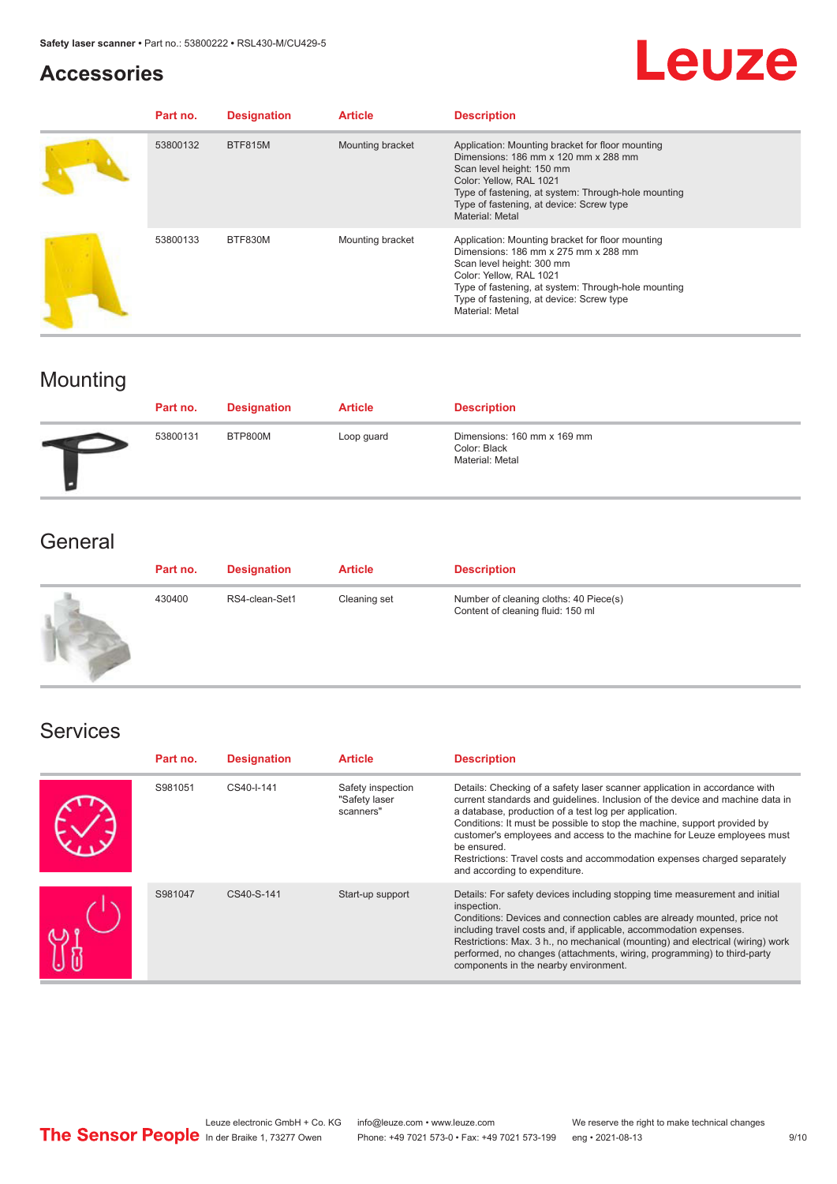## Accessories

| Part no. | Designation | Article | Description |
|---|---|---|---|
| 53800132 | BTF815M | Mounting bracket | Application: Mounting bracket for floor mounting<br>Dimensions: 186 mm x 120 mm x 288 mm<br>Scan level height: 150 mm<br>Color: Yellow, RAL 1021<br>Type of fastening, at system: Through-hole mounting<br>Type of fastening, at device: Screw type<br>Material: Metal |
| 53800133 | BTF830M | Mounting bracket | Application: Mounting bracket for floor mounting<br>Dimensions: 186 mm x 275 mm x 288 mm<br>Scan level height: 300 mm<br>Color: Yellow, RAL 1021<br>Type of fastening, at system: Through-hole mounting<br>Type of fastening, at device: Screw type<br>Material: Metal |

## Mounting

| Part no. | Designation | Article | Description |
|---|---|---|---|
| 53800131 | BTP800M | Loop guard | Dimensions: 160 mm x 169 mm<br>Color: Black<br>Material: Metal |

## General

| Part no. | Designation | Article | Description |
|---|---|---|---|
| 430400 | RS4-clean-Set1 | Cleaning set | Number of cleaning cloths: 40 Piece(s)<br>Content of cleaning fluid: 150 ml |

## Services

| Part no. | Designation | Article | Description |
|---|---|---|---|
| S981051 | CS40-I-141 | Safety inspection "Safety laser scanners" | Details: Checking of a safety laser scanner application in accordance with current standards and guidelines. Inclusion of the device and machine data in a database, production of a test log per application.<br>Conditions: It must be possible to stop the machine, support provided by customer's employees and access to the machine for Leuze employees must be ensured.<br>Restrictions: Travel costs and accommodation expenses charged separately and according to expenditure. |
| S981047 | CS40-S-141 | Start-up support | Details: For safety devices including stopping time measurement and initial inspection.<br>Conditions: Devices and connection cables are already mounted, price not including travel costs and, if applicable, accommodation expenses.<br>Restrictions: Max. 3 h., no mechanical (mounting) and electrical (wiring) work performed, no changes (attachments, wiring, programming) to third-party components in the nearby environment. |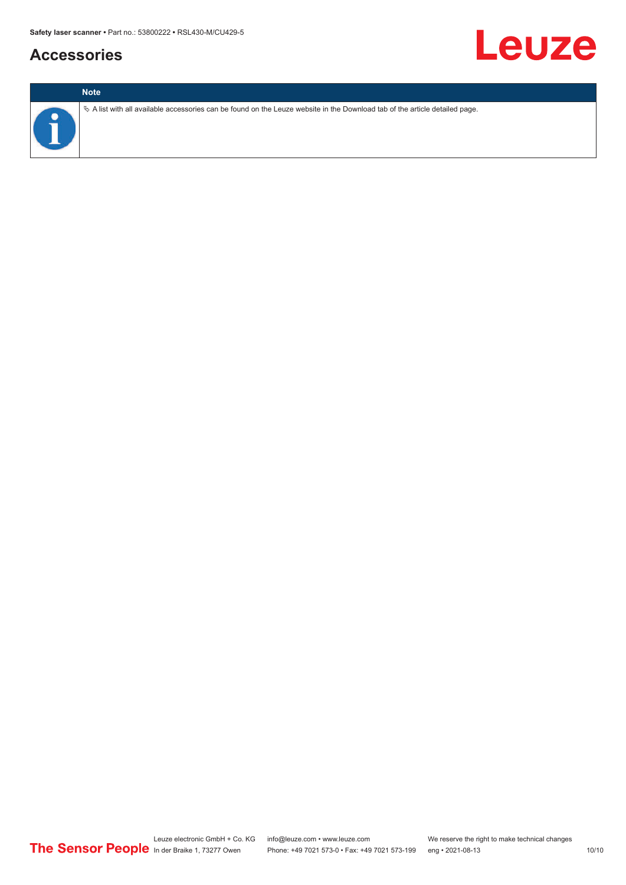## Accessories

| | Note |
|---|---|
| | ↳ A list with all available accessories can be found on the Leuze website in the Download tab of the article detailed page. |